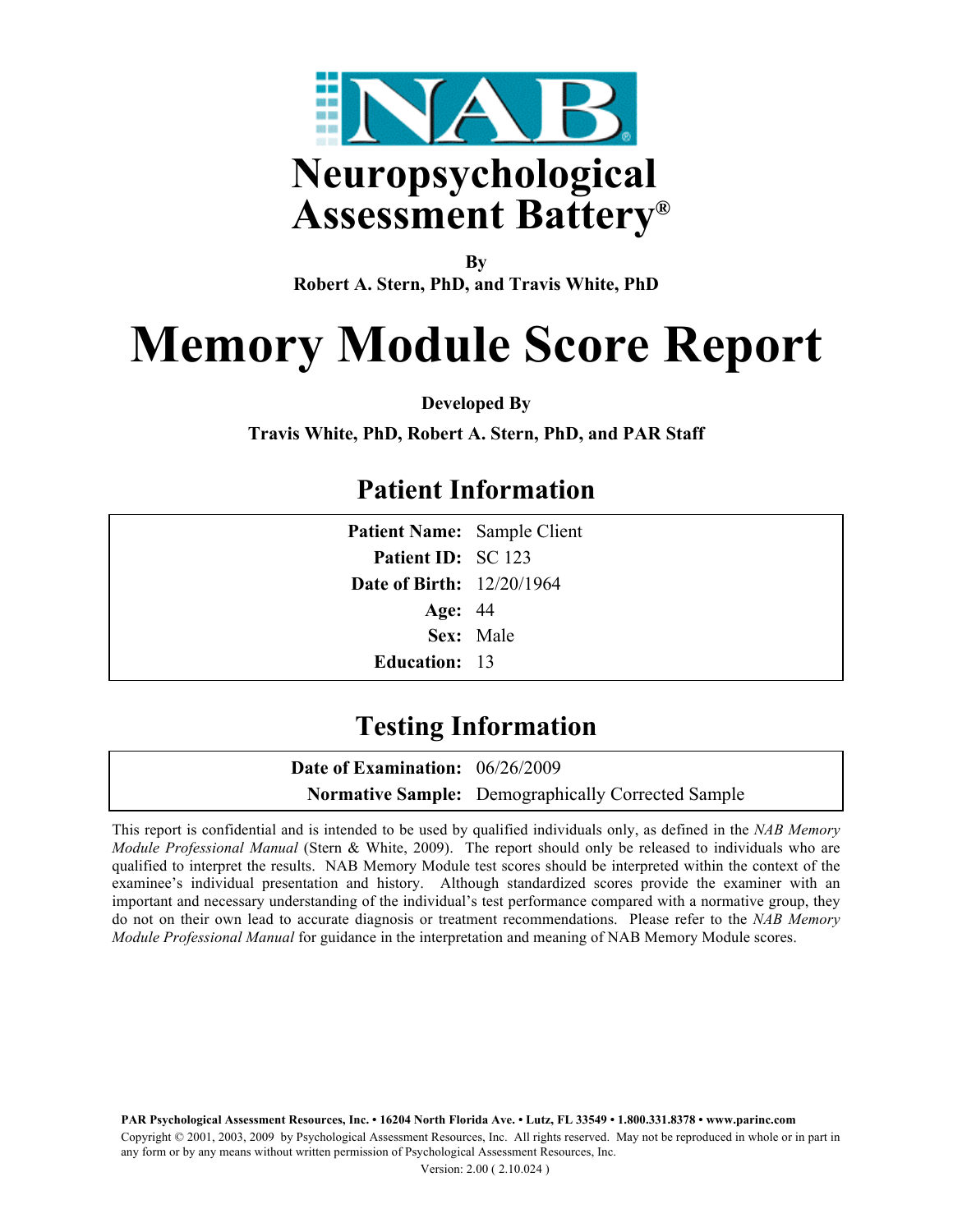# NAB

# Neuropsychological Assessment Battery®

**By**

**Robert A. Stern, PhD, and Travis White, PhD**

# Memory Module Score Report

**Developed By**

**Travis White, PhD, Robert A. Stern, PhD, and PAR Staff**

## Patient Information

| | |
|---|---|
| **Patient Name:** | Sample Client |
| **Patient ID:** | SC 123 |
| **Date of Birth:** | 12/20/1964 |
| **Age:** | 44 |
| **Sex:** | Male |
| **Education:** | 13 |

## Testing Information

| | |
|---|---|
| **Date of Examination:** | 06/26/2009 |
| **Normative Sample:** | Demographically Corrected Sample |

This report is confidential and is intended to be used by qualified individuals only, as defined in the *NAB Memory Module Professional Manual* (Stern & White, 2009). The report should only be released to individuals who are qualified to interpret the results. NAB Memory Module test scores should be interpreted within the context of the examinee's individual presentation and history. Although standardized scores provide the examiner with an important and necessary understanding of the individual's test performance compared with a normative group, they do not on their own lead to accurate diagnosis or treatment recommendations. Please refer to the *NAB Memory Module Professional Manual* for guidance in the interpretation and meaning of NAB Memory Module scores.

**PAR Psychological Assessment Resources, Inc. • 16204 North Florida Ave. • Lutz, FL 33549 • 1.800.331.8378 • www.parinc.com**

Copyright © 2001, 2003, 2009 by Psychological Assessment Resources, Inc. All rights reserved. May not be reproduced in whole or in part in any form or by any means without written permission of Psychological Assessment Resources, Inc.

Version: 2.00 ( 2.10.024 )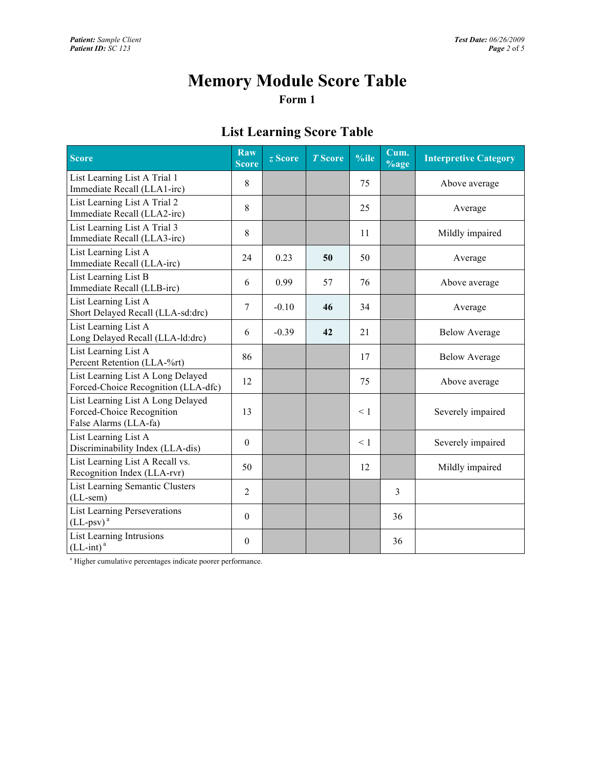# Memory Module Score Table

**Form 1**

## List Learning Score Table

| Score | Raw Score | *z* Score | *T* Score | %ile | Cum. %age | Interpretive Category |
|---|---|---|---|---|---|---|
| List Learning List A Trial 1 Immediate Recall (LLA1-irc) | 8 | | | 75 | | Above average |
| List Learning List A Trial 2 Immediate Recall (LLA2-irc) | 8 | | | 25 | | Average |
| List Learning List A Trial 3 Immediate Recall (LLA3-irc) | 8 | | | 11 | | Mildly impaired |
| List Learning List A Immediate Recall (LLA-irc) | 24 | 0.23 | **50** | 50 | | Average |
| List Learning List B Immediate Recall (LLB-irc) | 6 | 0.99 | 57 | 76 | | Above average |
| List Learning List A Short Delayed Recall (LLA-sd:drc) | 7 | -0.10 | **46** | 34 | | Average |
| List Learning List A Long Delayed Recall (LLA-ld:drc) | 6 | -0.39 | **42** | 21 | | Below Average |
| List Learning List A Percent Retention (LLA-%rt) | 86 | | | 17 | | Below Average |
| List Learning List A Long Delayed Forced-Choice Recognition (LLA-dfc) | 12 | | | 75 | | Above average |
| List Learning List A Long Delayed Forced-Choice Recognition False Alarms (LLA-fa) | 13 | | | < 1 | | Severely impaired |
| List Learning List A Discriminability Index (LLA-dis) | 0 | | | < 1 | | Severely impaired |
| List Learning List A Recall vs. Recognition Index (LLA-rvr) | 50 | | | 12 | | Mildly impaired |
| List Learning Semantic Clusters (LL-sem) | 2 | | | | 3 | |
| List Learning Perseverations (LL-psv) [a] | 0 | | | | 36 | |
| List Learning Intrusions (LL-int) [a] | 0 | | | | 36 | |

[a] Higher cumulative percentages indicate poorer performance.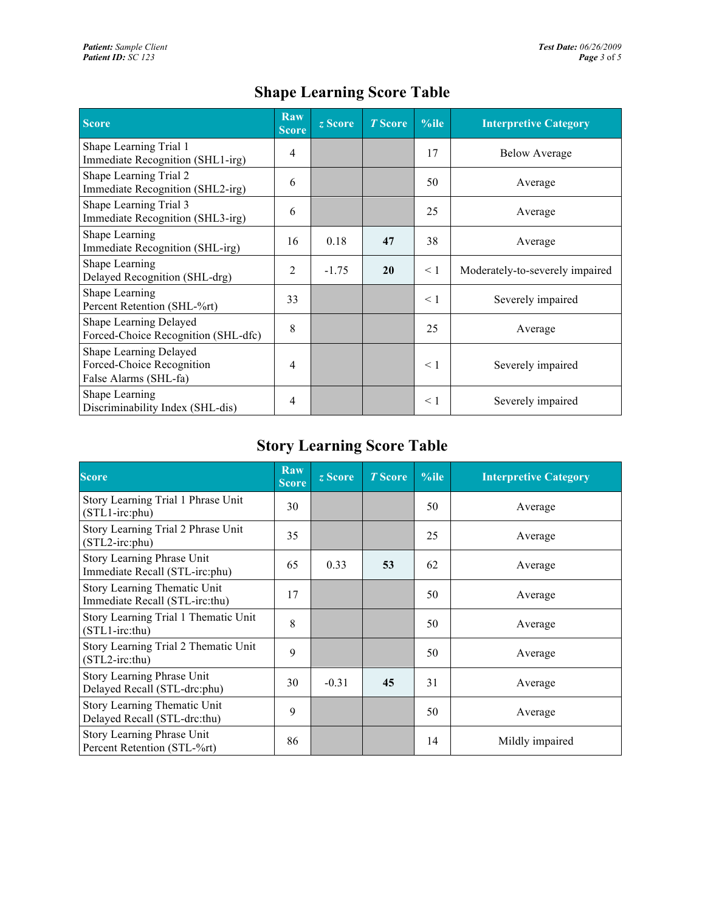## Shape Learning Score Table

| Score | Raw Score | *z* Score | *T* Score | %ile | Interpretive Category |
|---|---|---|---|---|---|
| Shape Learning Trial 1 Immediate Recognition (SHL1-irg) | 4 | | | 17 | Below Average |
| Shape Learning Trial 2 Immediate Recognition (SHL2-irg) | 6 | | | 50 | Average |
| Shape Learning Trial 3 Immediate Recognition (SHL3-irg) | 6 | | | 25 | Average |
| Shape Learning Immediate Recognition (SHL-irg) | 16 | 0.18 | **47** | 38 | Average |
| Shape Learning Delayed Recognition (SHL-drg) | 2 | -1.75 | **20** | < 1 | Moderately-to-severely impaired |
| Shape Learning Percent Retention (SHL-%rt) | 33 | | | < 1 | Severely impaired |
| Shape Learning Delayed Forced-Choice Recognition (SHL-dfc) | 8 | | | 25 | Average |
| Shape Learning Delayed Forced-Choice Recognition False Alarms (SHL-fa) | 4 | | | < 1 | Severely impaired |
| Shape Learning Discriminability Index (SHL-dis) | 4 | | | < 1 | Severely impaired |

## Story Learning Score Table

| Score | Raw Score | *z* Score | *T* Score | %ile | Interpretive Category |
|---|---|---|---|---|---|
| Story Learning Trial 1 Phrase Unit (STL1-irc:phu) | 30 | | | 50 | Average |
| Story Learning Trial 2 Phrase Unit (STL2-irc:phu) | 35 | | | 25 | Average |
| Story Learning Phrase Unit Immediate Recall (STL-irc:phu) | 65 | 0.33 | **53** | 62 | Average |
| Story Learning Thematic Unit Immediate Recall (STL-irc:thu) | 17 | | | 50 | Average |
| Story Learning Trial 1 Thematic Unit (STL1-irc:thu) | 8 | | | 50 | Average |
| Story Learning Trial 2 Thematic Unit (STL2-irc:thu) | 9 | | | 50 | Average |
| Story Learning Phrase Unit Delayed Recall (STL-drc:phu) | 30 | -0.31 | **45** | 31 | Average |
| Story Learning Thematic Unit Delayed Recall (STL-drc:thu) | 9 | | | 50 | Average |
| Story Learning Phrase Unit Percent Retention (STL-%rt) | 86 | | | 14 | Mildly impaired |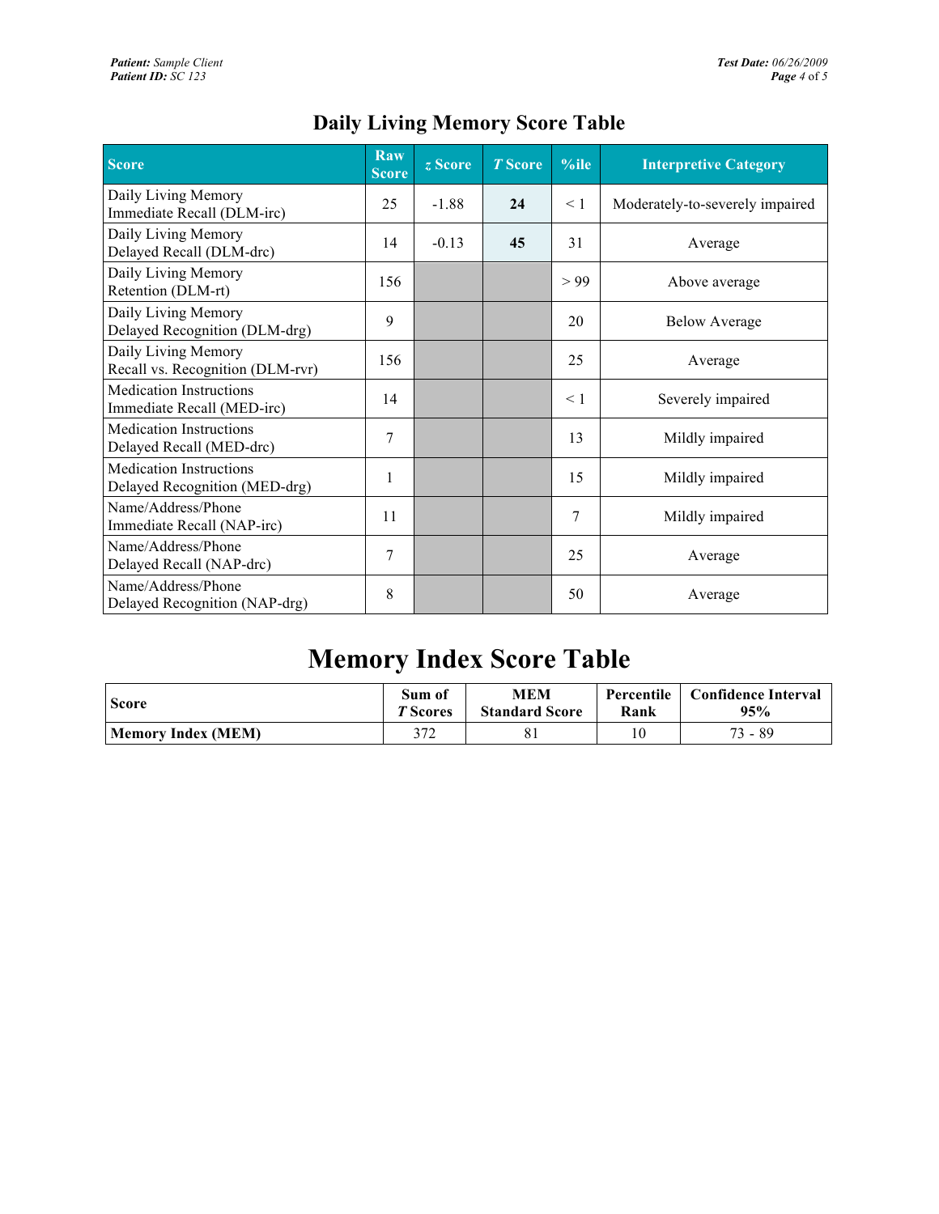## Daily Living Memory Score Table

| Score | Raw Score | *z* Score | *T* Score | %ile | Interpretive Category |
| --- | --- | --- | --- | --- | --- |
| Daily Living Memory Immediate Recall (DLM-irc) | 25 | -1.88 | **24** | < 1 | Moderately-to-severely impaired |
| Daily Living Memory Delayed Recall (DLM-drc) | 14 | -0.13 | **45** | 31 | Average |
| Daily Living Memory Retention (DLM-rt) | 156 | | | > 99 | Above average |
| Daily Living Memory Delayed Recognition (DLM-drg) | 9 | | | 20 | Below Average |
| Daily Living Memory Recall vs. Recognition (DLM-rvr) | 156 | | | 25 | Average |
| Medication Instructions Immediate Recall (MED-irc) | 14 | | | < 1 | Severely impaired |
| Medication Instructions Delayed Recall (MED-drc) | 7 | | | 13 | Mildly impaired |
| Medication Instructions Delayed Recognition (MED-drg) | 1 | | | 15 | Mildly impaired |
| Name/Address/Phone Immediate Recall (NAP-irc) | 11 | | | 7 | Mildly impaired |
| Name/Address/Phone Delayed Recall (NAP-drc) | 7 | | | 25 | Average |
| Name/Address/Phone Delayed Recognition (NAP-drg) | 8 | | | 50 | Average |

# Memory Index Score Table

| Score | Sum of *T* Scores | MEM Standard Score | Percentile Rank | Confidence Interval 95% |
| --- | --- | --- | --- | --- |
| **Memory Index (MEM)** | 372 | 81 | 10 | 73 - 89 |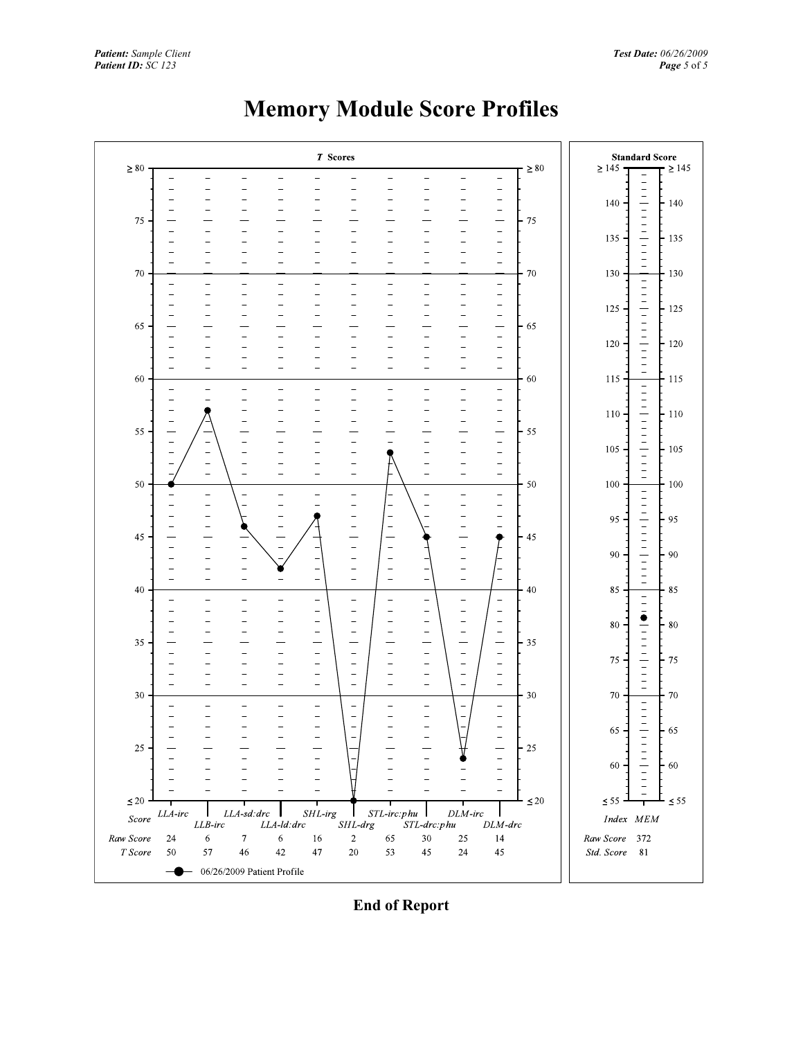# Memory Module Score Profiles

*T* Scores

≥ 80
75
70
65
60
55
50
45
40
35
30
25
≤ 20

Score: LLA-irc, LLB-irc, LLA-sd:drc, LLA-ld:drc, SHL-irg, SHL-drg, STL-irc:phu, STL-drc:phu, DLM-irc, DLM-drc

Raw Score: 24, 6, 7, 6, 16, 2, 65, 30, 25, 14

T Score: 50, 57, 46, 42, 47, 20, 53, 45, 24, 45

06/26/2009 Patient Profile

Standard Score

≥ 145
140
135
130
125
120
115
110
105
100
95
90
85
80
75
70
65
60
≤ 55

Index: MEM

Raw Score: 372

Std. Score: 81

**End of Report**